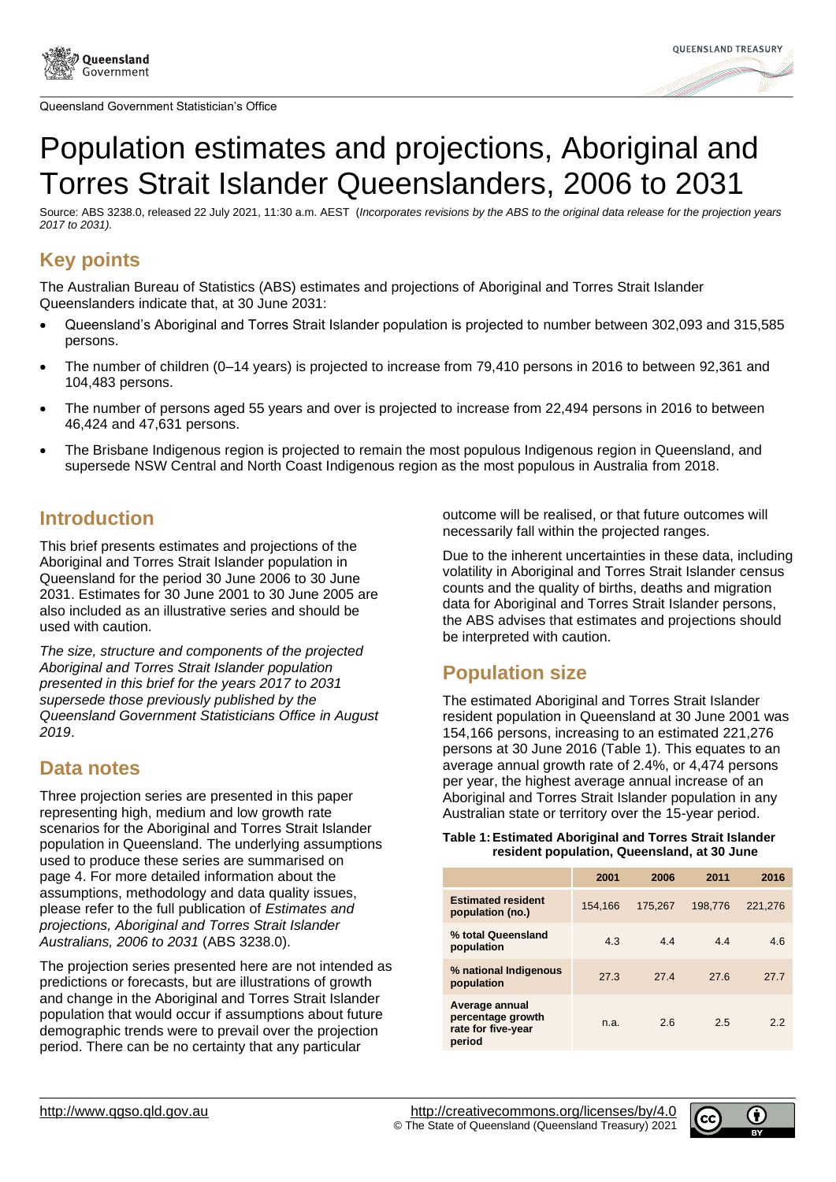Queensland Government Statistician's Office

# Population estimates and projections, Aboriginal and Torres Strait Islander Queenslanders, 2006 to 2031

Source: ABS 3238.0, released 22 July 2021, 11:30 a.m. AEST (*Incorporates revisions by the ABS to the original data release for the projection years 2017 to 2031).*

## Key points

The Australian Bureau of Statistics (ABS) estimates and projections of Aboriginal and Torres Strait Islander Queenslanders indicate that, at 30 June 2031:

- Queensland's Aboriginal and Torres Strait Islander population is projected to number between 302,093 and 315,585 persons.
- The number of children (0–14 years) is projected to increase from 79,410 persons in 2016 to between 92,361 and 104,483 persons.
- The number of persons aged 55 years and over is projected to increase from 22,494 persons in 2016 to between 46,424 and 47,631 persons.
- The Brisbane Indigenous region is projected to remain the most populous Indigenous region in Queensland, and supersede NSW Central and North Coast Indigenous region as the most populous in Australia from 2018.

## Introduction

This brief presents estimates and projections of the Aboriginal and Torres Strait Islander population in Queensland for the period 30 June 2006 to 30 June 2031. Estimates for 30 June 2001 to 30 June 2005 are also included as an illustrative series and should be used with caution.

*The size, structure and components of the projected Aboriginal and Torres Strait Islander population presented in this brief for the years 2017 to 2031 supersede those previously published by the Queensland Government Statisticians Office in August 2019*.

## Data notes

Three projection series are presented in this paper representing high, medium and low growth rate scenarios for the Aboriginal and Torres Strait Islander population in Queensland. The underlying assumptions used to produce these series are summarised on page 4. For more detailed information about the assumptions, methodology and data quality issues, please refer to the full publication of *Estimates and projections, Aboriginal and Torres Strait Islander Australians, 2006 to 2031* (ABS 3238.0).

The projection series presented here are not intended as predictions or forecasts, but are illustrations of growth and change in the Aboriginal and Torres Strait Islander population that would occur if assumptions about future demographic trends were to prevail over the projection period. There can be no certainty that any particular outcome will be realised, or that future outcomes will necessarily fall within the projected ranges.

Due to the inherent uncertainties in these data, including volatility in Aboriginal and Torres Strait Islander census counts and the quality of births, deaths and migration data for Aboriginal and Torres Strait Islander persons, the ABS advises that estimates and projections should be interpreted with caution.

## Population size

The estimated Aboriginal and Torres Strait Islander resident population in Queensland at 30 June 2001 was 154,166 persons, increasing to an estimated 221,276 persons at 30 June 2016 (Table 1). This equates to an average annual growth rate of 2.4%, or 4,474 persons per year, the highest average annual increase of an Aboriginal and Torres Strait Islander population in any Australian state or territory over the 15-year period.

**Table 1: Estimated Aboriginal and Torres Strait Islander resident population, Queensland, at 30 June**

| | 2001 | 2006 | 2011 | 2016 |
|---|---|---|---|---|
| **Estimated resident population (no.)** | 154,166 | 175,267 | 198,776 | 221,276 |
| **% total Queensland population** | 4.3 | 4.4 | 4.4 | 4.6 |
| **% national Indigenous population** | 27.3 | 27.4 | 27.6 | 27.7 |
| **Average annual percentage growth rate for five-year period** | n.a. | 2.6 | 2.5 | 2.2 |

http://www.qgso.qld.gov.au

http://creativecommons.org/licenses/by/4.0
© The State of Queensland (Queensland Treasury) 2021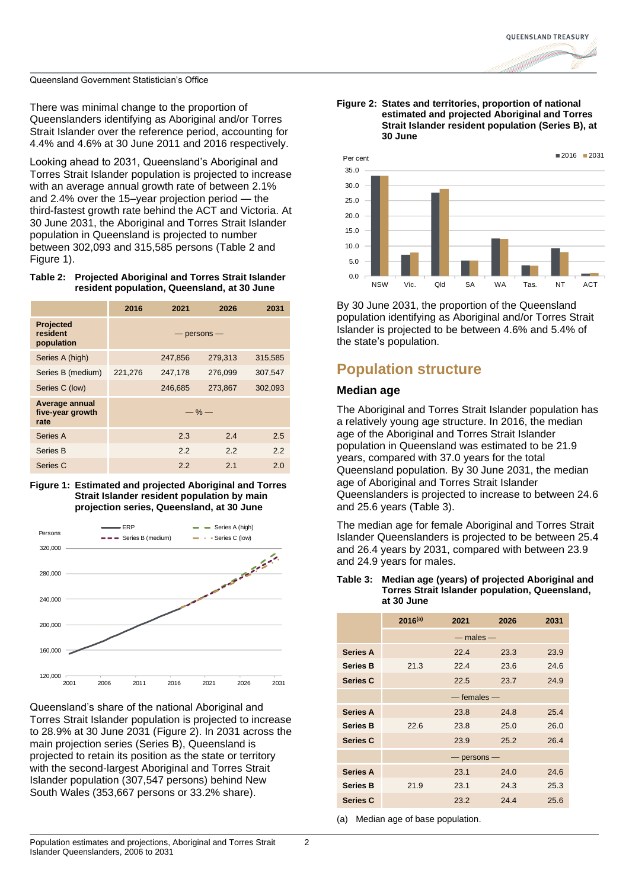There was minimal change to the proportion of Queenslanders identifying as Aboriginal and/or Torres Strait Islander over the reference period, accounting for 4.4% and 4.6% at 30 June 2011 and 2016 respectively.

Looking ahead to 2031, Queensland's Aboriginal and Torres Strait Islander population is projected to increase with an average annual growth rate of between 2.1% and 2.4% over the 15–year projection period — the third-fastest growth rate behind the ACT and Victoria. At 30 June 2031, the Aboriginal and Torres Strait Islander population in Queensland is projected to number between 302,093 and 315,585 persons (Table 2 and Figure 1).

**Table 2: Projected Aboriginal and Torres Strait Islander resident population, Queensland, at 30 June**

| | 2016 | 2021 | 2026 | 2031 |
|---|---|---|---|---|
| **Projected resident population** | — persons — | | | |
| Series A (high) | | 247,856 | 279,313 | 315,585 |
| Series B (medium) | 221,276 | 247,178 | 276,099 | 307,547 |
| Series C (low) | | 246,685 | 273,867 | 302,093 |
| **Average annual five-year growth rate** | — % — | | | |
| Series A | | 2.3 | 2.4 | 2.5 |
| Series B | | 2.2 | 2.2 | 2.2 |
| Series C | | 2.2 | 2.1 | 2.0 |

**Figure 1: Estimated and projected Aboriginal and Torres Strait Islander resident population by main projection series, Queensland, at 30 June**

Queensland's share of the national Aboriginal and Torres Strait Islander population is projected to increase to 28.9% at 30 June 2031 (Figure 2). In 2031 across the main projection series (Series B), Queensland is projected to retain its position as the state or territory with the second-largest Aboriginal and Torres Strait Islander population (307,547 persons) behind New South Wales (353,667 persons or 33.2% share).

**Figure 2: States and territories, proportion of national estimated and projected Aboriginal and Torres Strait Islander resident population (Series B), at 30 June**

By 30 June 2031, the proportion of the Queensland population identifying as Aboriginal and/or Torres Strait Islander is projected to be between 4.6% and 5.4% of the state's population.

## Population structure

### Median age

The Aboriginal and Torres Strait Islander population has a relatively young age structure. In 2016, the median age of the Aboriginal and Torres Strait Islander population in Queensland was estimated to be 21.9 years, compared with 37.0 years for the total Queensland population. By 30 June 2031, the median age of Aboriginal and Torres Strait Islander Queenslanders is projected to increase to between 24.6 and 25.6 years (Table 3).

The median age for female Aboriginal and Torres Strait Islander Queenslanders is projected to be between 25.4 and 26.4 years by 2031, compared with between 23.9 and 24.9 years for males.

**Table 3: Median age (years) of projected Aboriginal and Torres Strait Islander population, Queensland, at 30 June**

| | 2016(a) | 2021 | 2026 | 2031 |
|---|---|---|---|---|
| | — males — | | | |
| **Series A** | | 22.4 | 23.3 | 23.9 |
| **Series B** | 21.3 | 22.4 | 23.6 | 24.6 |
| **Series C** | | 22.5 | 23.7 | 24.9 |
| | — females — | | | |
| **Series A** | | 23.8 | 24.8 | 25.4 |
| **Series B** | 22.6 | 23.8 | 25.0 | 26.0 |
| **Series C** | | 23.9 | 25.2 | 26.4 |
| | — persons — | | | |
| **Series A** | | 23.1 | 24.0 | 24.6 |
| **Series B** | 21.9 | 23.1 | 24.3 | 25.3 |
| **Series C** | | 23.2 | 24.4 | 25.6 |

(a) Median age of base population.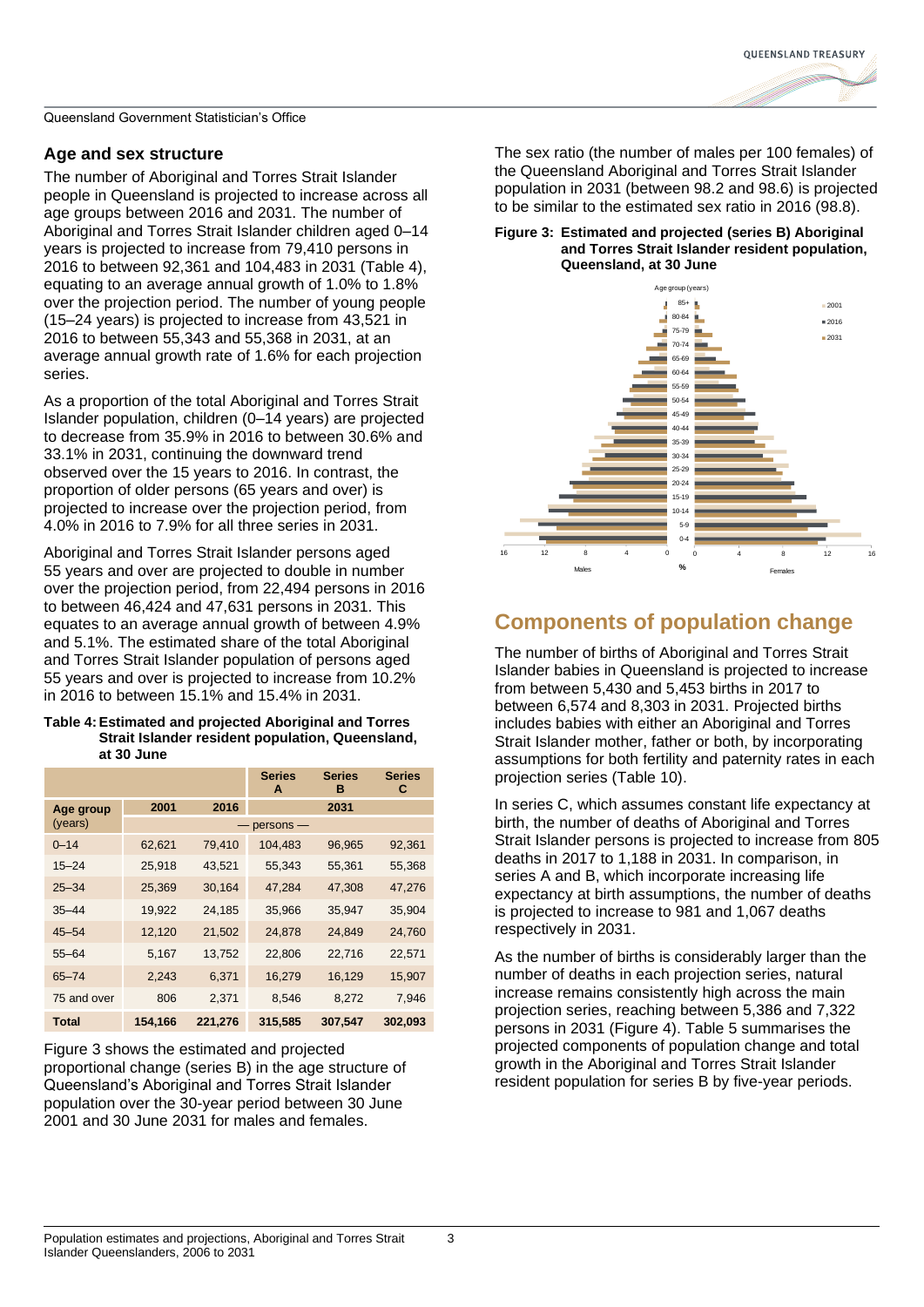## Age and sex structure

The number of Aboriginal and Torres Strait Islander people in Queensland is projected to increase across all age groups between 2016 and 2031. The number of Aboriginal and Torres Strait Islander children aged 0–14 years is projected to increase from 79,410 persons in 2016 to between 92,361 and 104,483 in 2031 (Table 4), equating to an average annual growth of 1.0% to 1.8% over the projection period. The number of young people (15–24 years) is projected to increase from 43,521 in 2016 to between 55,343 and 55,368 in 2031, at an average annual growth rate of 1.6% for each projection series.

As a proportion of the total Aboriginal and Torres Strait Islander population, children (0–14 years) are projected to decrease from 35.9% in 2016 to between 30.6% and 33.1% in 2031, continuing the downward trend observed over the 15 years to 2016. In contrast, the proportion of older persons (65 years and over) is projected to increase over the projection period, from 4.0% in 2016 to 7.9% for all three series in 2031.

Aboriginal and Torres Strait Islander persons aged 55 years and over are projected to double in number over the projection period, from 22,494 persons in 2016 to between 46,424 and 47,631 persons in 2031. This equates to an average annual growth of between 4.9% and 5.1%. The estimated share of the total Aboriginal and Torres Strait Islander population of persons aged 55 years and over is projected to increase from 10.2% in 2016 to between 15.1% and 15.4% in 2031.

**Table 4: Estimated and projected Aboriginal and Torres Strait Islander resident population, Queensland, at 30 June**

| | | | Series A | Series B | Series C |
|---|---|---|---|---|---|
| Age group (years) | 2001 | 2016 | 2031 | | |
| | — persons — | | | | |
| 0–14 | 62,621 | 79,410 | 104,483 | 96,965 | 92,361 |
| 15–24 | 25,918 | 43,521 | 55,343 | 55,361 | 55,368 |
| 25–34 | 25,369 | 30,164 | 47,284 | 47,308 | 47,276 |
| 35–44 | 19,922 | 24,185 | 35,966 | 35,947 | 35,904 |
| 45–54 | 12,120 | 21,502 | 24,878 | 24,849 | 24,760 |
| 55–64 | 5,167 | 13,752 | 22,806 | 22,716 | 22,571 |
| 65–74 | 2,243 | 6,371 | 16,279 | 16,129 | 15,907 |
| 75 and over | 806 | 2,371 | 8,546 | 8,272 | 7,946 |
| **Total** | **154,166** | **221,276** | **315,585** | **307,547** | **302,093** |

Figure 3 shows the estimated and projected proportional change (series B) in the age structure of Queensland's Aboriginal and Torres Strait Islander population over the 30-year period between 30 June 2001 and 30 June 2031 for males and females.

The sex ratio (the number of males per 100 females) of the Queensland Aboriginal and Torres Strait Islander population in 2031 (between 98.2 and 98.6) is projected to be similar to the estimated sex ratio in 2016 (98.8).

**Figure 3: Estimated and projected (series B) Aboriginal and Torres Strait Islander resident population, Queensland, at 30 June**

## Components of population change

The number of births of Aboriginal and Torres Strait Islander babies in Queensland is projected to increase from between 5,430 and 5,453 births in 2017 to between 6,574 and 8,303 in 2031. Projected births includes babies with either an Aboriginal and Torres Strait Islander mother, father or both, by incorporating assumptions for both fertility and paternity rates in each projection series (Table 10).

In series C, which assumes constant life expectancy at birth, the number of deaths of Aboriginal and Torres Strait Islander persons is projected to increase from 805 deaths in 2017 to 1,188 in 2031. In comparison, in series A and B, which incorporate increasing life expectancy at birth assumptions, the number of deaths is projected to increase to 981 and 1,067 deaths respectively in 2031.

As the number of births is considerably larger than the number of deaths in each projection series, natural increase remains consistently high across the main projection series, reaching between 5,386 and 7,322 persons in 2031 (Figure 4). Table 5 summarises the projected components of population change and total growth in the Aboriginal and Torres Strait Islander resident population for series B by five-year periods.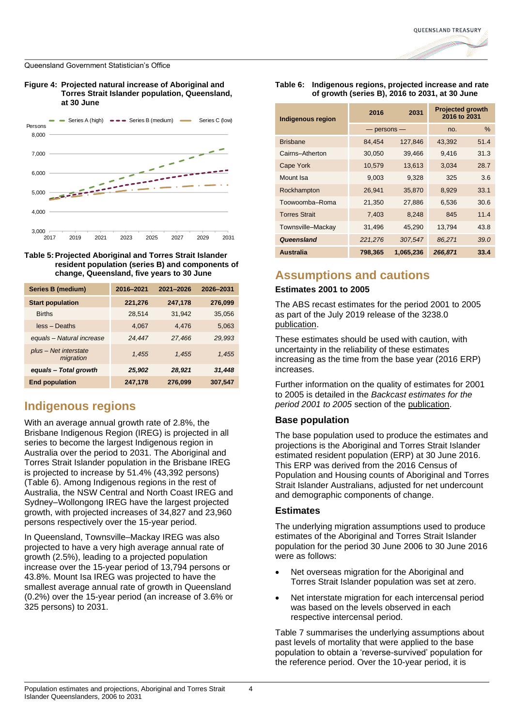**Figure 4: Projected natural increase of Aboriginal and Torres Strait Islander population, Queensland, at 30 June**

**Table 5: Projected Aboriginal and Torres Strait Islander resident population (series B) and components of change, Queensland, five years to 30 June**

| Series B (medium) | 2016–2021 | 2021–2026 | 2026–2031 |
|---|---|---|---|
| **Start population** | **221,276** | **247,178** | **276,099** |
| Births | 28,514 | 31,942 | 35,056 |
| less – Deaths | 4,067 | 4,476 | 5,063 |
| *equals – Natural increase* | *24,447* | *27,466* | *29,993* |
| *plus – Net interstate migration* | *1,455* | *1,455* | *1,455* |
| ***equals – Total growth*** | ***25,902*** | ***28,921*** | ***31,448*** |
| **End population** | **247,178** | **276,099** | **307,547** |

## Indigenous regions

With an average annual growth rate of 2.8%, the Brisbane Indigenous Region (IREG) is projected in all series to become the largest Indigenous region in Australia over the period to 2031. The Aboriginal and Torres Strait Islander population in the Brisbane IREG is projected to increase by 51.4% (43,392 persons) (Table 6). Among Indigenous regions in the rest of Australia, the NSW Central and North Coast IREG and Sydney–Wollongong IREG have the largest projected growth, with projected increases of 34,827 and 23,960 persons respectively over the 15-year period.

In Queensland, Townsville–Mackay IREG was also projected to have a very high average annual rate of growth (2.5%), leading to a projected population increase over the 15-year period of 13,794 persons or 43.8%. Mount Isa IREG was projected to have the smallest average annual rate of growth in Queensland (0.2%) over the 15-year period (an increase of 3.6% or 325 persons) to 2031.

**Table 6: Indigenous regions, projected increase and rate of growth (series B), 2016 to 2031, at 30 June**

| Indigenous region | 2016 | 2031 | Projected growth 2016 to 2031 | |
|---|---|---|---|---|
| | — persons — | | no. | % |
| Brisbane | 84,454 | 127,846 | 43,392 | 51.4 |
| Cairns–Atherton | 30,050 | 39,466 | 9,416 | 31.3 |
| Cape York | 10,579 | 13,613 | 3,034 | 28.7 |
| Mount Isa | 9,003 | 9,328 | 325 | 3.6 |
| Rockhampton | 26,941 | 35,870 | 8,929 | 33.1 |
| Toowoomba–Roma | 21,350 | 27,886 | 6,536 | 30.6 |
| Torres Strait | 7,403 | 8,248 | 845 | 11.4 |
| Townsville–Mackay | 31,496 | 45,290 | 13,794 | 43.8 |
| ***Queensland*** | *221,276* | *307,547* | *86,271* | *39.0* |
| **Australia** | **798,365** | **1,065,236** | ***266,871*** | **33.4** |

## Assumptions and cautions

### Estimates 2001 to 2005

The ABS recast estimates for the period 2001 to 2005 as part of the July 2019 release of the 3238.0 publication.

These estimates should be used with caution, with uncertainty in the reliability of these estimates increasing as the time from the base year (2016 ERP) increases.

Further information on the quality of estimates for 2001 to 2005 is detailed in the *Backcast estimates for the period 2001 to 2005* section of the publication.

### Base population

The base population used to produce the estimates and projections is the Aboriginal and Torres Strait Islander estimated resident population (ERP) at 30 June 2016. This ERP was derived from the 2016 Census of Population and Housing counts of Aboriginal and Torres Strait Islander Australians, adjusted for net undercount and demographic components of change.

### Estimates

The underlying migration assumptions used to produce estimates of the Aboriginal and Torres Strait Islander population for the period 30 June 2006 to 30 June 2016 were as follows:

- Net overseas migration for the Aboriginal and Torres Strait Islander population was set at zero.
- Net interstate migration for each intercensal period was based on the levels observed in each respective intercensal period.

Table 7 summarises the underlying assumptions about past levels of mortality that were applied to the base population to obtain a 'reverse-survived' population for the reference period. Over the 10-year period, it is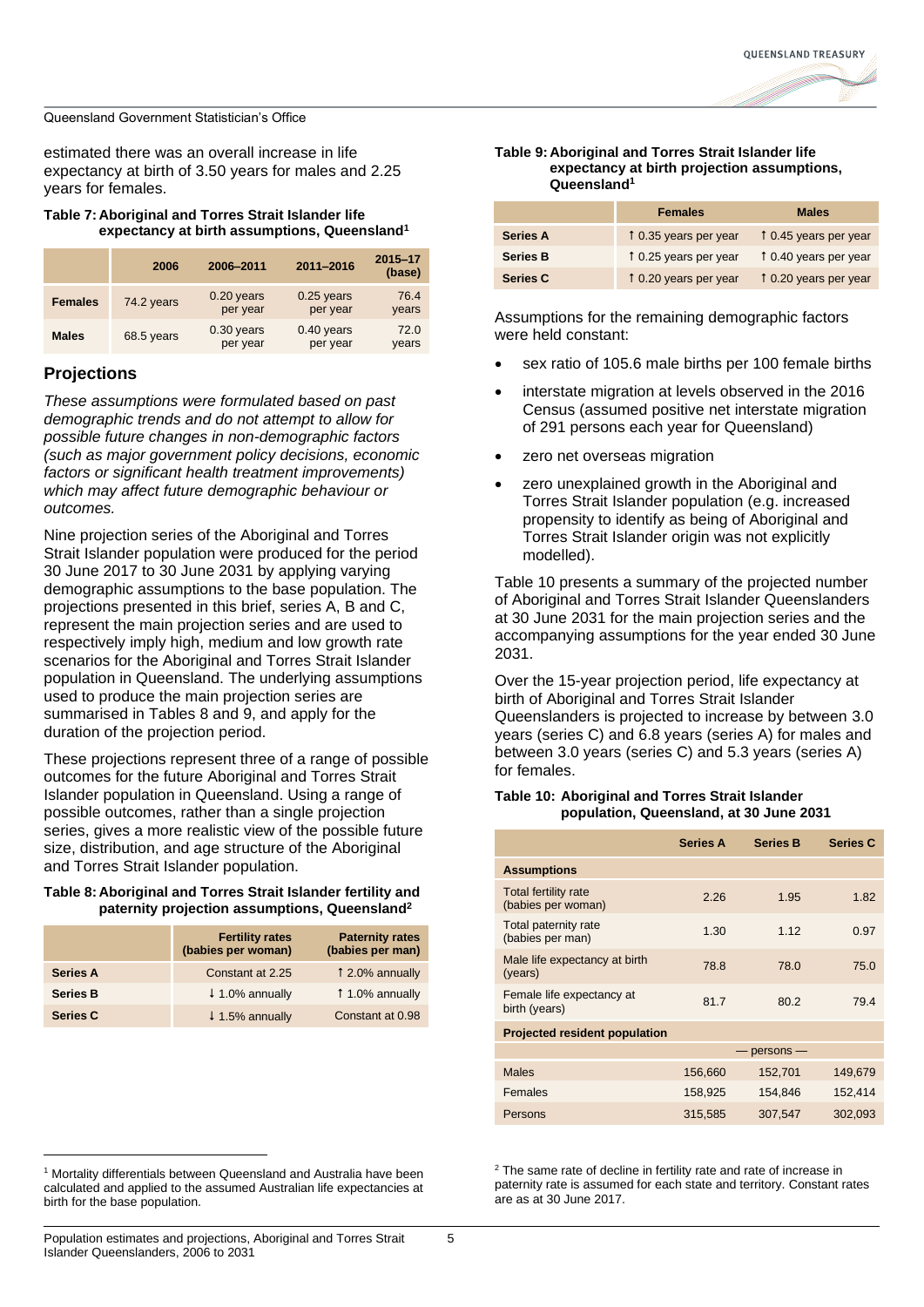estimated there was an overall increase in life expectancy at birth of 3.50 years for males and 2.25 years for females.

**Table 7: Aboriginal and Torres Strait Islander life expectancy at birth assumptions, Queensland[1]**

| | 2006 | 2006–2011 | 2011–2016 | 2015–17 (base) |
|---|---|---|---|---|
| **Females** | 74.2 years | 0.20 years per year | 0.25 years per year | 76.4 years |
| **Males** | 68.5 years | 0.30 years per year | 0.40 years per year | 72.0 years |

## Projections

*These assumptions were formulated based on past demographic trends and do not attempt to allow for possible future changes in non-demographic factors (such as major government policy decisions, economic factors or significant health treatment improvements) which may affect future demographic behaviour or outcomes.*

Nine projection series of the Aboriginal and Torres Strait Islander population were produced for the period 30 June 2017 to 30 June 2031 by applying varying demographic assumptions to the base population. The projections presented in this brief, series A, B and C, represent the main projection series and are used to respectively imply high, medium and low growth rate scenarios for the Aboriginal and Torres Strait Islander population in Queensland. The underlying assumptions used to produce the main projection series are summarised in Tables 8 and 9, and apply for the duration of the projection period.

These projections represent three of a range of possible outcomes for the future Aboriginal and Torres Strait Islander population in Queensland. Using a range of possible outcomes, rather than a single projection series, gives a more realistic view of the possible future size, distribution, and age structure of the Aboriginal and Torres Strait Islander population.

**Table 8: Aboriginal and Torres Strait Islander fertility and paternity projection assumptions, Queensland[2]**

| | Fertility rates (babies per woman) | Paternity rates (babies per man) |
|---|---|---|
| **Series A** | Constant at 2.25 | ↑ 2.0% annually |
| **Series B** | ↓ 1.0% annually | ↑ 1.0% annually |
| **Series C** | ↓ 1.5% annually | Constant at 0.98 |

**Table 9: Aboriginal and Torres Strait Islander life expectancy at birth projection assumptions, Queensland[1]**

| | Females | Males |
|---|---|---|
| **Series A** | ↑ 0.35 years per year | ↑ 0.45 years per year |
| **Series B** | ↑ 0.25 years per year | ↑ 0.40 years per year |
| **Series C** | ↑ 0.20 years per year | ↑ 0.20 years per year |

Assumptions for the remaining demographic factors were held constant:

- sex ratio of 105.6 male births per 100 female births
- interstate migration at levels observed in the 2016 Census (assumed positive net interstate migration of 291 persons each year for Queensland)
- zero net overseas migration
- zero unexplained growth in the Aboriginal and Torres Strait Islander population (e.g. increased propensity to identify as being of Aboriginal and Torres Strait Islander origin was not explicitly modelled).

Table 10 presents a summary of the projected number of Aboriginal and Torres Strait Islander Queenslanders at 30 June 2031 for the main projection series and the accompanying assumptions for the year ended 30 June 2031.

Over the 15-year projection period, life expectancy at birth of Aboriginal and Torres Strait Islander Queenslanders is projected to increase by between 3.0 years (series C) and 6.8 years (series A) for males and between 3.0 years (series C) and 5.3 years (series A) for females.

**Table 10: Aboriginal and Torres Strait Islander population, Queensland, at 30 June 2031**

| | Series A | Series B | Series C |
|---|---|---|---|
| **Assumptions** | | | |
| Total fertility rate (babies per woman) | 2.26 | 1.95 | 1.82 |
| Total paternity rate (babies per man) | 1.30 | 1.12 | 0.97 |
| Male life expectancy at birth (years) | 78.8 | 78.0 | 75.0 |
| Female life expectancy at birth (years) | 81.7 | 80.2 | 79.4 |
| **Projected resident population** | | | |
| | | — persons — | |
| Males | 156,660 | 152,701 | 149,679 |
| Females | 158,925 | 154,846 | 152,414 |
| Persons | 315,585 | 307,547 | 302,093 |

[1] Mortality differentials between Queensland and Australia have been calculated and applied to the assumed Australian life expectancies at birth for the base population.

[2] The same rate of decline in fertility rate and rate of increase in paternity rate is assumed for each state and territory. Constant rates are as at 30 June 2017.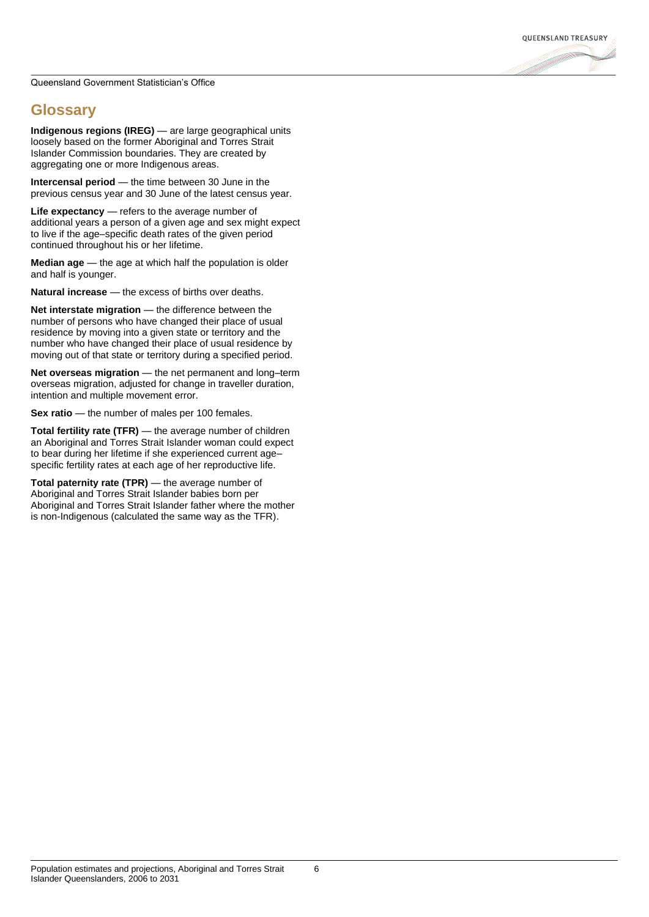## Glossary

**Indigenous regions (IREG)** — are large geographical units loosely based on the former Aboriginal and Torres Strait Islander Commission boundaries. They are created by aggregating one or more Indigenous areas.

**Intercensal period** — the time between 30 June in the previous census year and 30 June of the latest census year.

**Life expectancy** — refers to the average number of additional years a person of a given age and sex might expect to live if the age–specific death rates of the given period continued throughout his or her lifetime.

**Median age** — the age at which half the population is older and half is younger.

**Natural increase** — the excess of births over deaths.

**Net interstate migration** — the difference between the number of persons who have changed their place of usual residence by moving into a given state or territory and the number who have changed their place of usual residence by moving out of that state or territory during a specified period.

**Net overseas migration** — the net permanent and long–term overseas migration, adjusted for change in traveller duration, intention and multiple movement error.

**Sex ratio** — the number of males per 100 females.

**Total fertility rate (TFR)** — the average number of children an Aboriginal and Torres Strait Islander woman could expect to bear during her lifetime if she experienced current age–specific fertility rates at each age of her reproductive life.

**Total paternity rate (TPR)** — the average number of Aboriginal and Torres Strait Islander babies born per Aboriginal and Torres Strait Islander father where the mother is non-Indigenous (calculated the same way as the TFR).